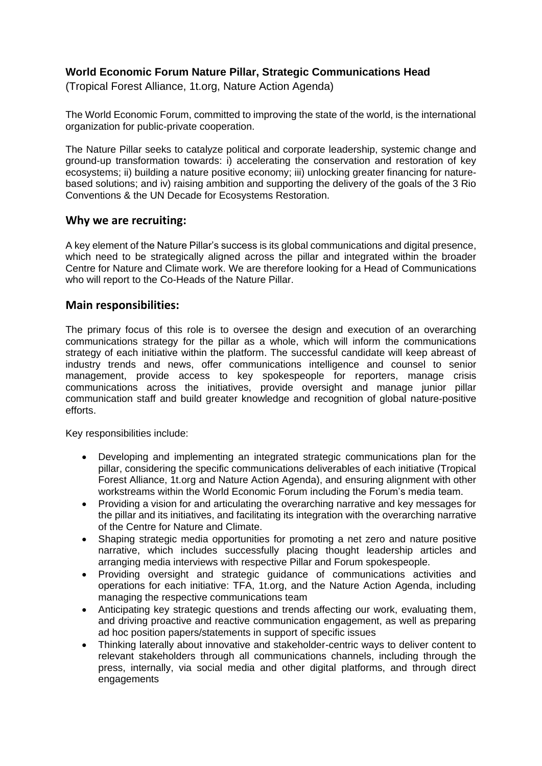**World Economic Forum Nature Pillar, Strategic Communications Head**
(Tropical Forest Alliance, 1t.org, Nature Action Agenda)

The World Economic Forum, committed to improving the state of the world, is the international organization for public-private cooperation.

The Nature Pillar seeks to catalyze political and corporate leadership, systemic change and ground-up transformation towards: i) accelerating the conservation and restoration of key ecosystems; ii) building a nature positive economy; iii) unlocking greater financing for nature-based solutions; and iv) raising ambition and supporting the delivery of the goals of the 3 Rio Conventions & the UN Decade for Ecosystems Restoration.

## Why we are recruiting:

A key element of the Nature Pillar's success is its global communications and digital presence, which need to be strategically aligned across the pillar and integrated within the broader Centre for Nature and Climate work. We are therefore looking for a Head of Communications who will report to the Co-Heads of the Nature Pillar.

## Main responsibilities:

The primary focus of this role is to oversee the design and execution of an overarching communications strategy for the pillar as a whole, which will inform the communications strategy of each initiative within the platform. The successful candidate will keep abreast of industry trends and news, offer communications intelligence and counsel to senior management, provide access to key spokespeople for reporters, manage crisis communications across the initiatives, provide oversight and manage junior pillar communication staff and build greater knowledge and recognition of global nature-positive efforts.

Key responsibilities include:

- Developing and implementing an integrated strategic communications plan for the pillar, considering the specific communications deliverables of each initiative (Tropical Forest Alliance, 1t.org and Nature Action Agenda), and ensuring alignment with other workstreams within the World Economic Forum including the Forum's media team.
- Providing a vision for and articulating the overarching narrative and key messages for the pillar and its initiatives, and facilitating its integration with the overarching narrative of the Centre for Nature and Climate.
- Shaping strategic media opportunities for promoting a net zero and nature positive narrative, which includes successfully placing thought leadership articles and arranging media interviews with respective Pillar and Forum spokespeople.
- Providing oversight and strategic guidance of communications activities and operations for each initiative: TFA, 1t.org, and the Nature Action Agenda, including managing the respective communications team
- Anticipating key strategic questions and trends affecting our work, evaluating them, and driving proactive and reactive communication engagement, as well as preparing ad hoc position papers/statements in support of specific issues
- Thinking laterally about innovative and stakeholder-centric ways to deliver content to relevant stakeholders through all communications channels, including through the press, internally, via social media and other digital platforms, and through direct engagements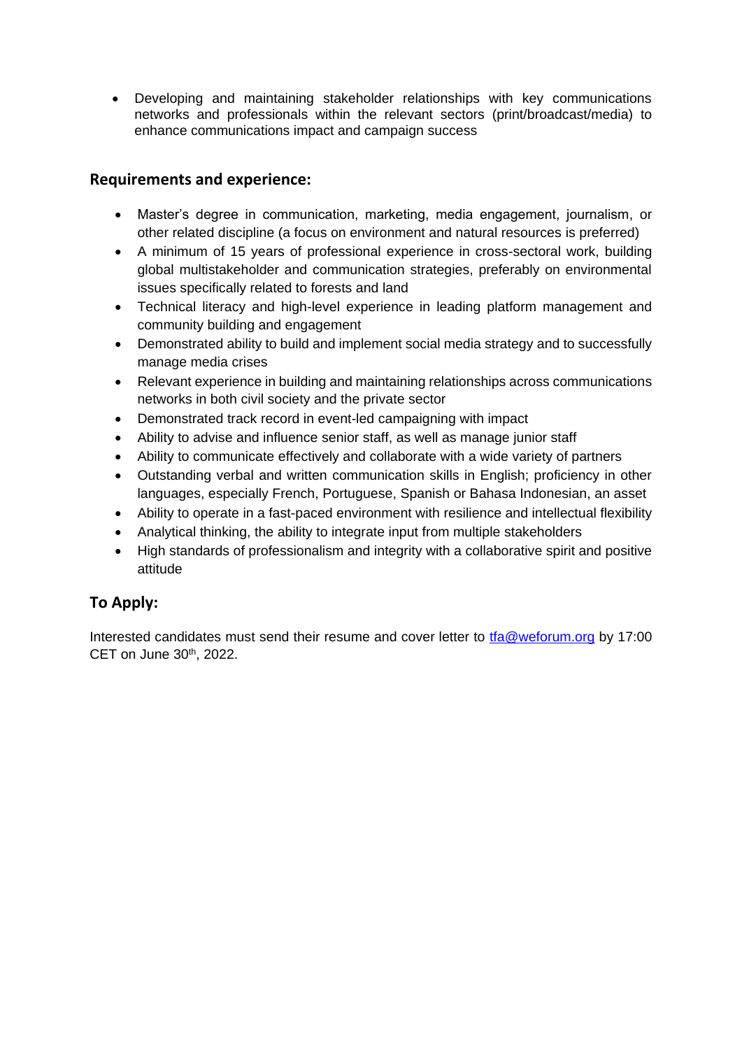- Developing and maintaining stakeholder relationships with key communications networks and professionals within the relevant sectors (print/broadcast/media) to enhance communications impact and campaign success

## Requirements and experience:

- Master's degree in communication, marketing, media engagement, journalism, or other related discipline (a focus on environment and natural resources is preferred)
- A minimum of 15 years of professional experience in cross-sectoral work, building global multistakeholder and communication strategies, preferably on environmental issues specifically related to forests and land
- Technical literacy and high-level experience in leading platform management and community building and engagement
- Demonstrated ability to build and implement social media strategy and to successfully manage media crises
- Relevant experience in building and maintaining relationships across communications networks in both civil society and the private sector
- Demonstrated track record in event-led campaigning with impact
- Ability to advise and influence senior staff, as well as manage junior staff
- Ability to communicate effectively and collaborate with a wide variety of partners
- Outstanding verbal and written communication skills in English; proficiency in other languages, especially French, Portuguese, Spanish or Bahasa Indonesian, an asset
- Ability to operate in a fast-paced environment with resilience and intellectual flexibility
- Analytical thinking, the ability to integrate input from multiple stakeholders
- High standards of professionalism and integrity with a collaborative spirit and positive attitude

## To Apply:

Interested candidates must send their resume and cover letter to tfa@weforum.org by 17:00 CET on June 30th, 2022.